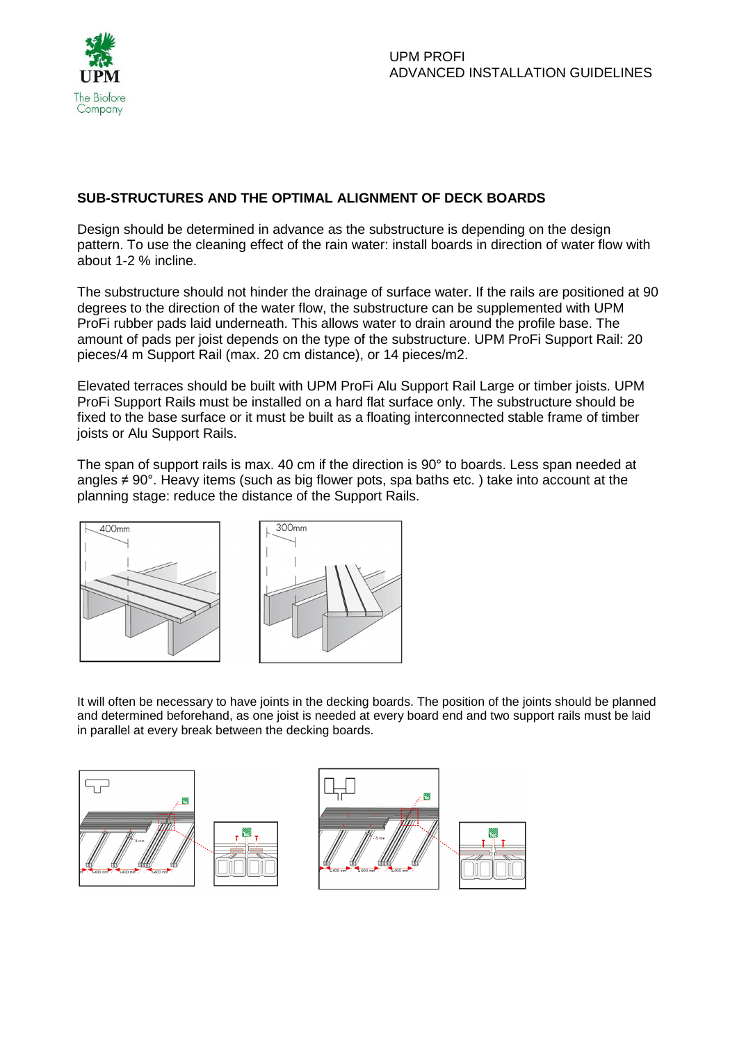## SUB-STRUCTURES AND THE OPTIMAL ALIGNMENT OF DECK BOARDS

Design should be determined in advance as the substructure is depending on the design pattern. To use the cleaning effect of the rain water: install boards in direction of water flow with about 1-2 % incline.

The substructure should not hinder the drainage of surface water. If the rails are positioned at 90 degrees to the direction of the water flow, the substructure can be supplemented with UPM ProFi rubber pads laid underneath. This allows water to drain around the profile base. The amount of pads per joist depends on the type of the substructure. UPM ProFi Support Rail: 20 pieces/4 m Support Rail (max. 20 cm distance), or 14 pieces/m2.

Elevated terraces should be built with UPM ProFi Alu Support Rail Large or timber joists. UPM ProFi Support Rails must be installed on a hard flat surface only. The substructure should be fixed to the base surface or it must be built as a floating interconnected stable frame of timber joists or Alu Support Rails.

The span of support rails is max. 40 cm if the direction is 90° to boards. Less span needed at angles ≠ 90°. Heavy items (such as big flower pots, spa baths etc. ) take into account at the planning stage: reduce the distance of the Support Rails.

It will often be necessary to have joints in the decking boards. The position of the joints should be planned and determined beforehand, as one joist is needed at every board end and two support rails must be laid in parallel at every break between the decking boards.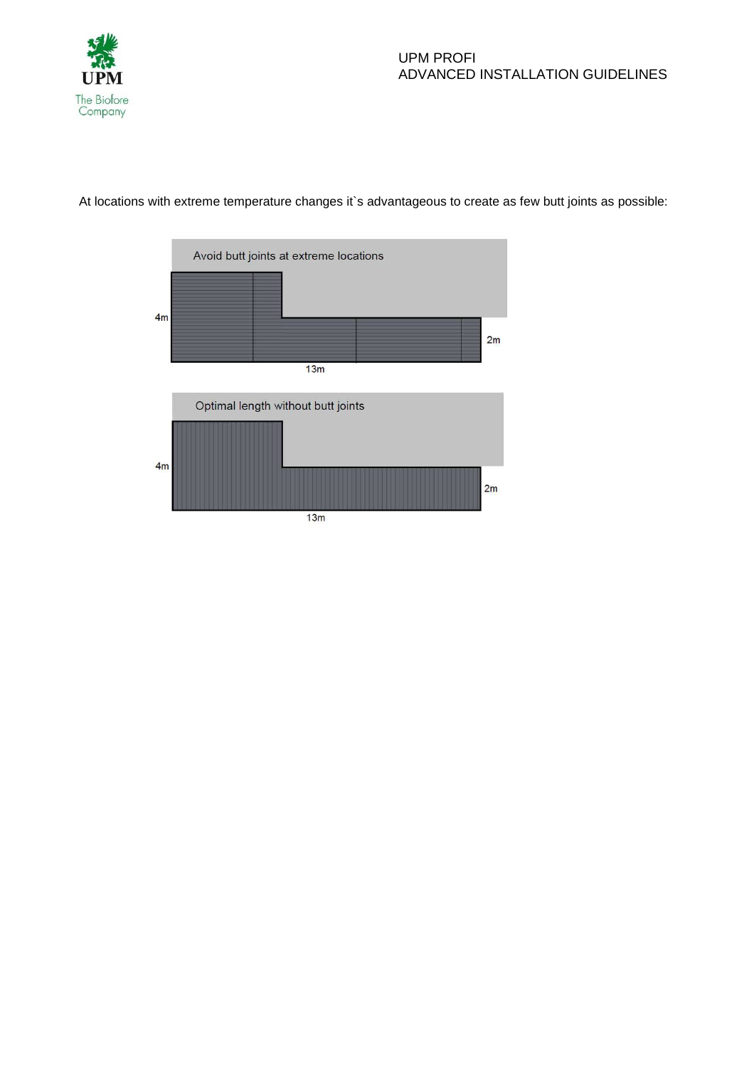At locations with extreme temperature changes it`s advantageous to create as few butt joints as possible:

Avoid butt joints at extreme locations

4m

2m

13m

Optimal length without butt joints

4m

2m

13m